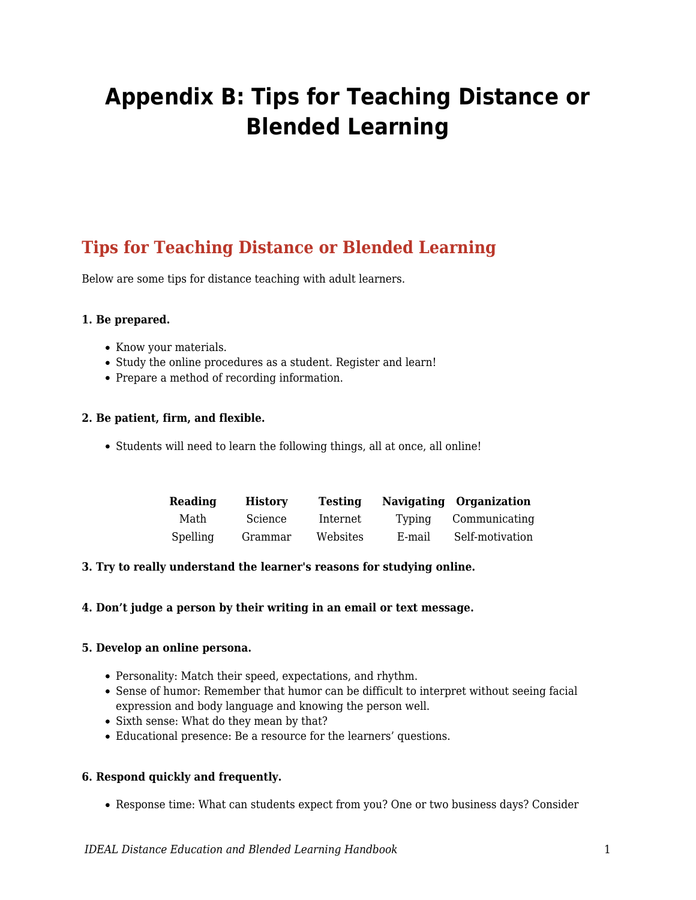# Appendix B: Tips for Teaching Distance or Blended Learning

## Tips for Teaching Distance or Blended Learning

Below are some tips for distance teaching with adult learners.

**1. Be prepared.**

- Know your materials.
- Study the online procedures as a student. Register and learn!
- Prepare a method of recording information.

**2. Be patient, firm, and flexible.**

- Students will need to learn the following things, all at once, all online!

| Reading | History | Testing | Navigating | Organization |
|---|---|---|---|---|
| Math | Science | Internet | Typing | Communicating |
| Spelling | Grammar | Websites | E-mail | Self-motivation |

**3. Try to really understand the learner's reasons for studying online.**

**4. Don't judge a person by their writing in an email or text message.**

**5. Develop an online persona.**

- Personality: Match their speed, expectations, and rhythm.
- Sense of humor: Remember that humor can be difficult to interpret without seeing facial expression and body language and knowing the person well.
- Sixth sense: What do they mean by that?
- Educational presence: Be a resource for the learners' questions.

**6. Respond quickly and frequently.**

- Response time: What can students expect from you? One or two business days? Consider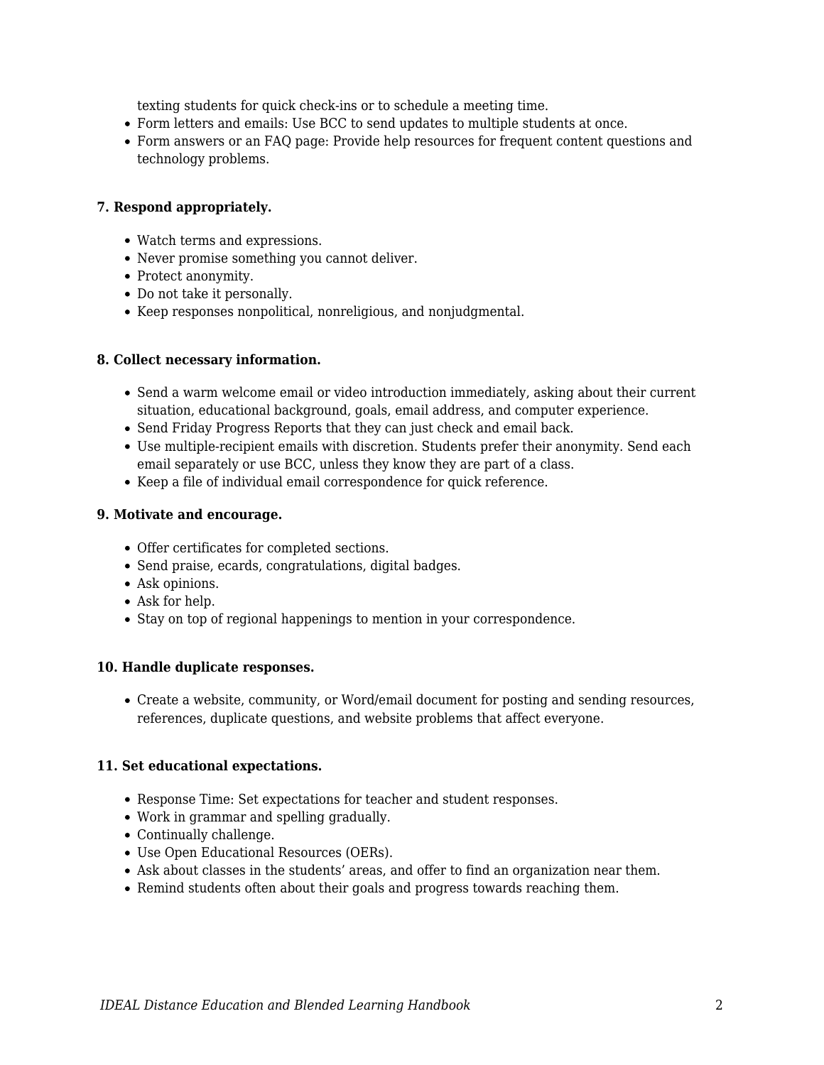texting students for quick check-ins or to schedule a meeting time.
- Form letters and emails: Use BCC to send updates to multiple students at once.
- Form answers or an FAQ page: Provide help resources for frequent content questions and technology problems.

**7. Respond appropriately.**

- Watch terms and expressions.
- Never promise something you cannot deliver.
- Protect anonymity.
- Do not take it personally.
- Keep responses nonpolitical, nonreligious, and nonjudgmental.

**8. Collect necessary information.**

- Send a warm welcome email or video introduction immediately, asking about their current situation, educational background, goals, email address, and computer experience.
- Send Friday Progress Reports that they can just check and email back.
- Use multiple-recipient emails with discretion. Students prefer their anonymity. Send each email separately or use BCC, unless they know they are part of a class.
- Keep a file of individual email correspondence for quick reference.

**9. Motivate and encourage.**

- Offer certificates for completed sections.
- Send praise, ecards, congratulations, digital badges.
- Ask opinions.
- Ask for help.
- Stay on top of regional happenings to mention in your correspondence.

**10. Handle duplicate responses.**

- Create a website, community, or Word/email document for posting and sending resources, references, duplicate questions, and website problems that affect everyone.

**11. Set educational expectations.**

- Response Time: Set expectations for teacher and student responses.
- Work in grammar and spelling gradually.
- Continually challenge.
- Use Open Educational Resources (OERs).
- Ask about classes in the students' areas, and offer to find an organization near them.
- Remind students often about their goals and progress towards reaching them.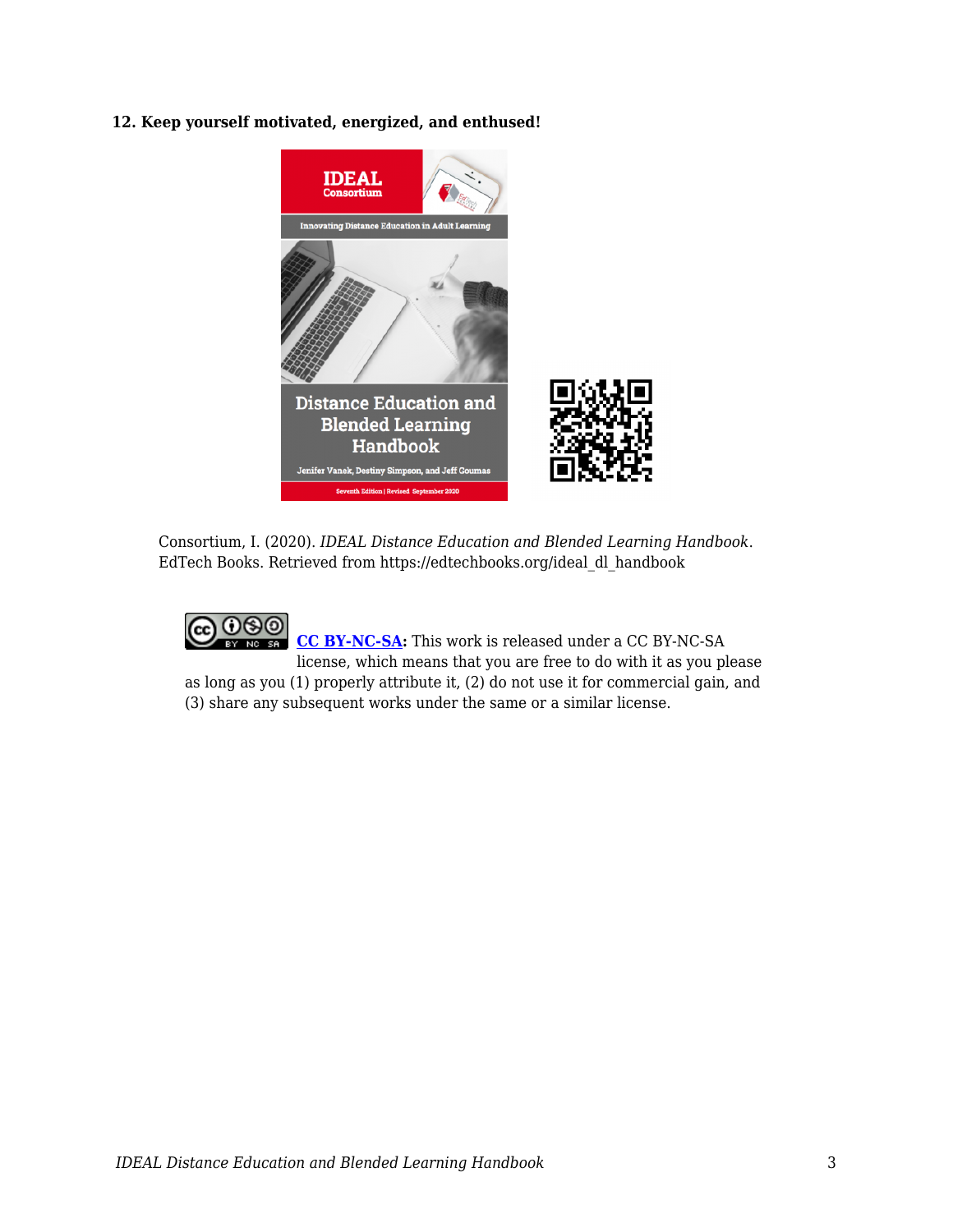**12. Keep yourself motivated, energized, and enthused!**

Consortium, I. (2020). *IDEAL Distance Education and Blended Learning Handbook*. EdTech Books. Retrieved from https://edtechbooks.org/ideal_dl_handbook

**CC BY-NC-SA:** This work is released under a CC BY-NC-SA license, which means that you are free to do with it as you please as long as you (1) properly attribute it, (2) do not use it for commercial gain, and (3) share any subsequent works under the same or a similar license.